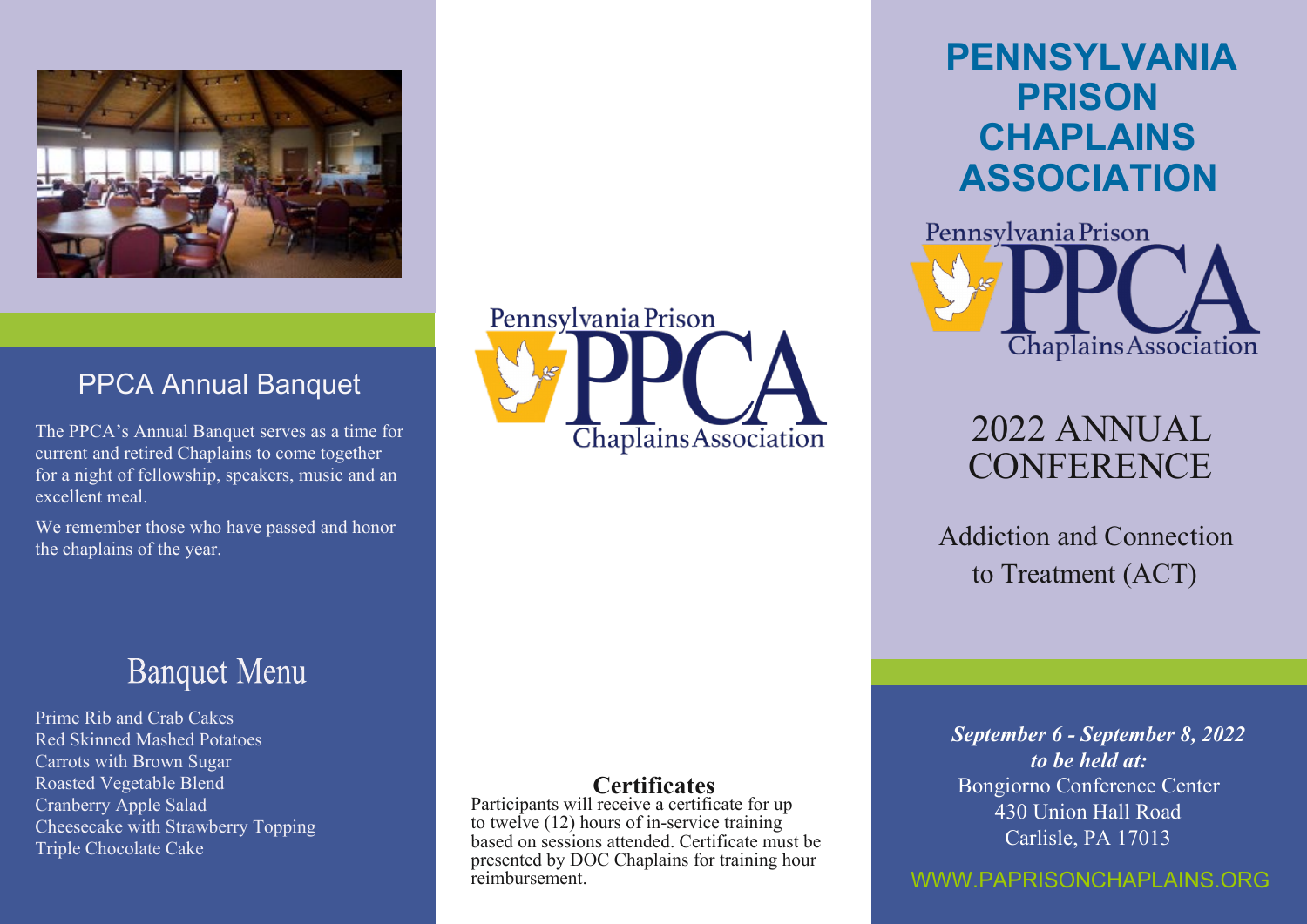## PPCA Annual Banquet

The PPCA's Annual Banquet serves as a time for current and retired Chaplains to come together for a night of fellowship, speakers, music and an excellent meal.

We remember those who have passed and honor the chaplains of the year.

## Banquet Menu

Prime Rib and Crab Cakes
Red Skinned Mashed Potatoes
Carrots with Brown Sugar
Roasted Vegetable Blend
Cranberry Apple Salad
Cheesecake with Strawberry Topping
Triple Chocolate Cake

Pennsylvania Prison PPCA Chaplains Association

### Certificates

Participants will receive a certificate for up to twelve (12) hours of in-service training based on sessions attended. Certificate must be presented by DOC Chaplains for training hour reimbursement.

# PENNSYLVANIA PRISON CHAPLAINS ASSOCIATION

Pennsylvania Prison PPCA Chaplains Association

## 2022 ANNUAL CONFERENCE

Addiction and Connection to Treatment (ACT)

***September 6 - September 8, 2022***
***to be held at:***
Bongiorno Conference Center
430 Union Hall Road
Carlisle, PA 17013

WWW.PAPRISONCHAPLAINS.ORG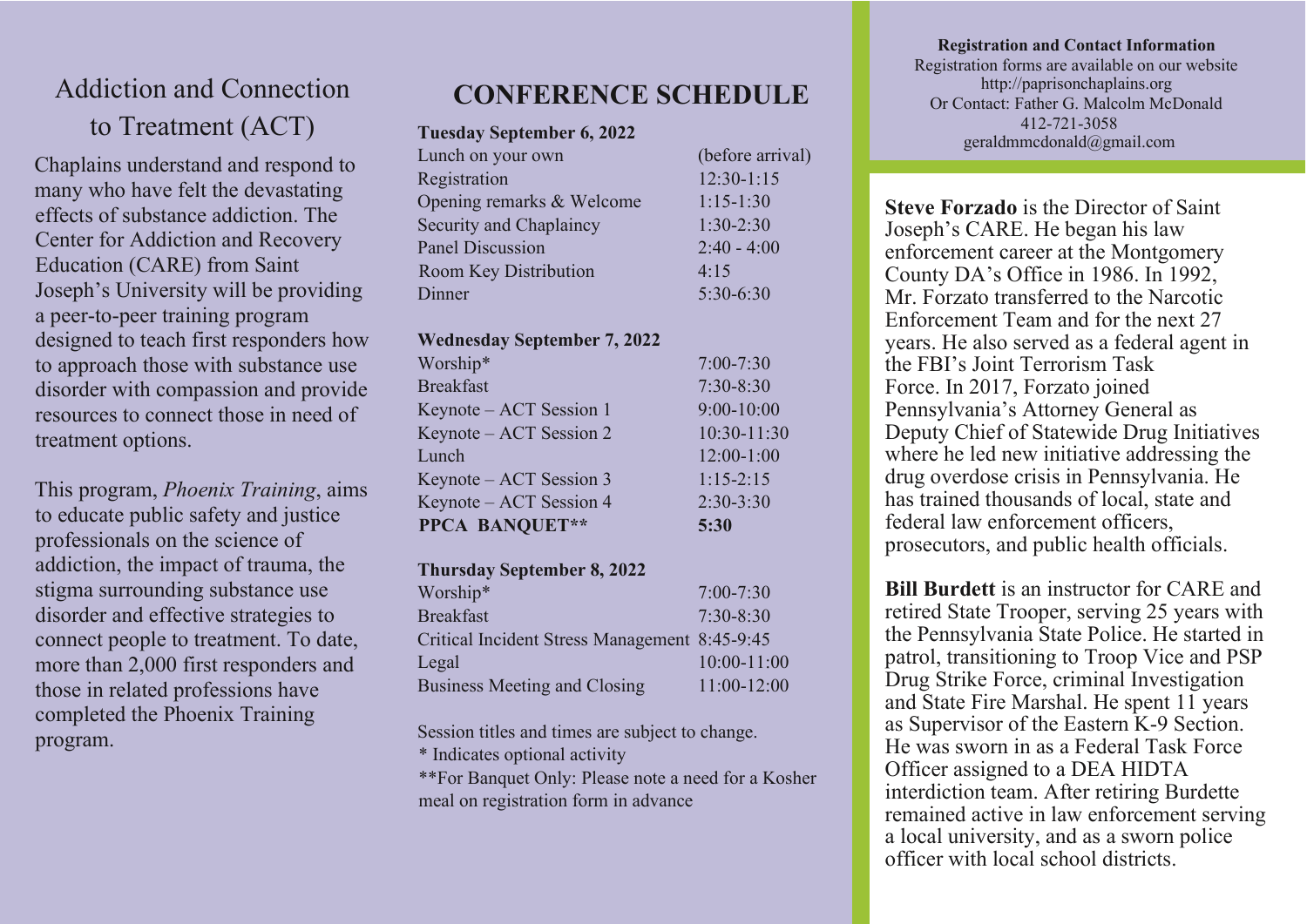# Addiction and Connection to Treatment (ACT)

Chaplains understand and respond to many who have felt the devastating effects of substance addiction. The Center for Addiction and Recovery Education (CARE) from Saint Joseph's University will be providing a peer-to-peer training program designed to teach first responders how to approach those with substance use disorder with compassion and provide resources to connect those in need of treatment options.

This program, *Phoenix Training*, aims to educate public safety and justice professionals on the science of addiction, the impact of trauma, the stigma surrounding substance use disorder and effective strategies to connect people to treatment. To date, more than 2,000 first responders and those in related professions have completed the Phoenix Training program.

# CONFERENCE SCHEDULE

**Tuesday September 6, 2022**

| | |
|---|---|
| Lunch on your own | (before arrival) |
| Registration | 12:30-1:15 |
| Opening remarks & Welcome | 1:15-1:30 |
| Security and Chaplaincy | 1:30-2:30 |
| Panel Discussion | 2:40 - 4:00 |
| Room Key Distribution | 4:15 |
| Dinner | 5:30-6:30 |

**Wednesday September 7, 2022**

| | |
|---|---|
| Worship* | 7:00-7:30 |
| Breakfast | 7:30-8:30 |
| Keynote – ACT Session 1 | 9:00-10:00 |
| Keynote – ACT Session 2 | 10:30-11:30 |
| Lunch | 12:00-1:00 |
| Keynote – ACT Session 3 | 1:15-2:15 |
| Keynote – ACT Session 4 | 2:30-3:30 |
| **PPCA BANQUET**** | **5:30** |

**Thursday September 8, 2022**

| | |
|---|---|
| Worship* | 7:00-7:30 |
| Breakfast | 7:30-8:30 |
| Critical Incident Stress Management | 8:45-9:45 |
| Legal | 10:00-11:00 |
| Business Meeting and Closing | 11:00-12:00 |

Session titles and times are subject to change.

* Indicates optional activity

**For Banquet Only: Please note a need for a Kosher meal on registration form in advance

**Registration and Contact Information**

Registration forms are available on our website
http://paprisonchaplains.org
Or Contact: Father G. Malcolm McDonald
412-721-3058
geraldmmcdonald@gmail.com

**Steve Forzado** is the Director of Saint Joseph's CARE. He began his law enforcement career at the Montgomery County DA's Office in 1986. In 1992, Mr. Forzato transferred to the Narcotic Enforcement Team and for the next 27 years. He also served as a federal agent in the FBI's Joint Terrorism Task Force. In 2017, Forzato joined Pennsylvania's Attorney General as Deputy Chief of Statewide Drug Initiatives where he led new initiative addressing the drug overdose crisis in Pennsylvania. He has trained thousands of local, state and federal law enforcement officers, prosecutors, and public health officials.

**Bill Burdett** is an instructor for CARE and retired State Trooper, serving 25 years with the Pennsylvania State Police. He started in patrol, transitioning to Troop Vice and PSP Drug Strike Force, criminal Investigation and State Fire Marshal. He spent 11 years as Supervisor of the Eastern K-9 Section. He was sworn in as a Federal Task Force Officer assigned to a DEA HIDTA interdiction team. After retiring Burdette remained active in law enforcement serving a local university, and as a sworn police officer with local school districts.